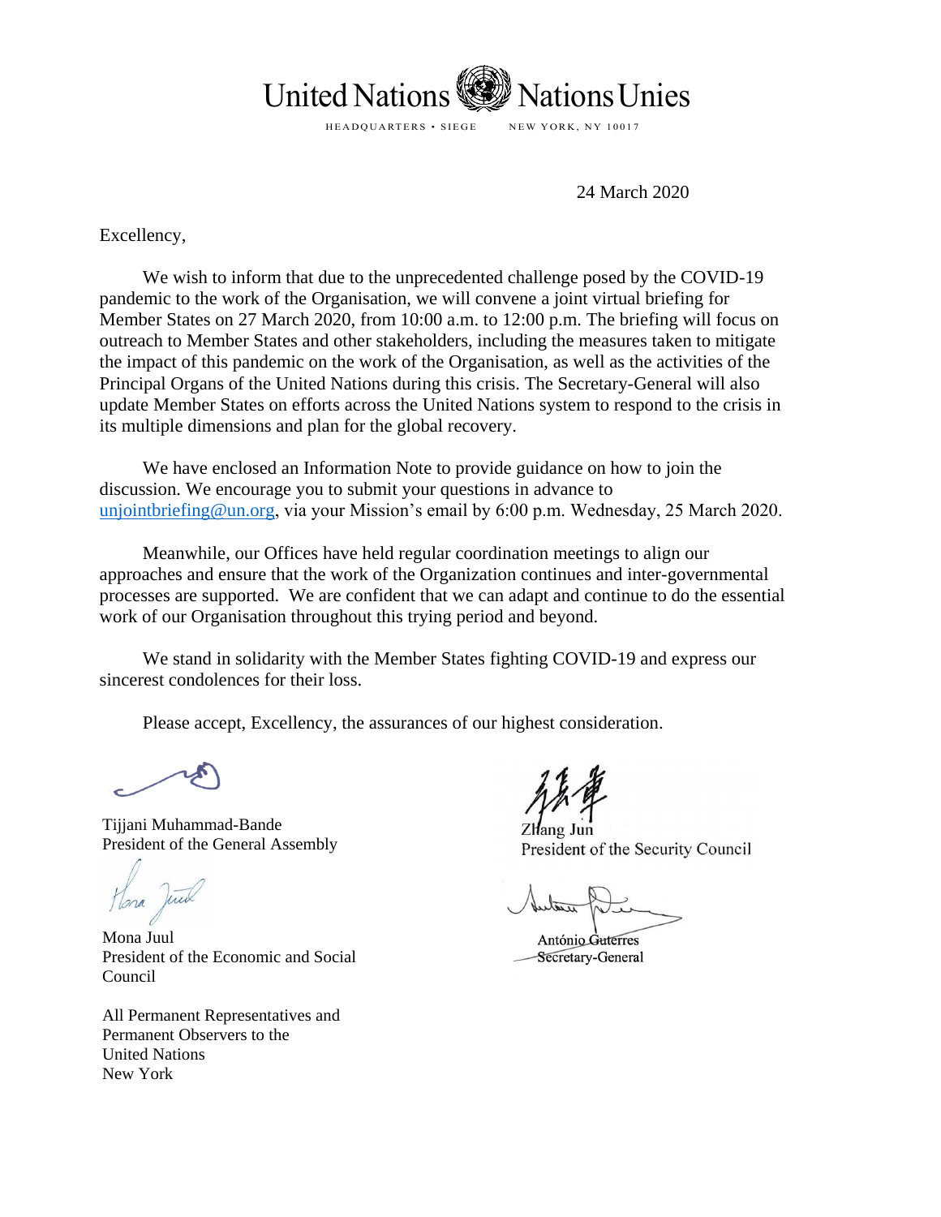United Nations Nations Unies

HEADQUARTERS • SIEGE NEW YORK, NY 10017

24 March 2020

Excellency,

We wish to inform that due to the unprecedented challenge posed by the COVID-19 pandemic to the work of the Organisation, we will convene a joint virtual briefing for Member States on 27 March 2020, from 10:00 a.m. to 12:00 p.m. The briefing will focus on outreach to Member States and other stakeholders, including the measures taken to mitigate the impact of this pandemic on the work of the Organisation, as well as the activities of the Principal Organs of the United Nations during this crisis. The Secretary-General will also update Member States on efforts across the United Nations system to respond to the crisis in its multiple dimensions and plan for the global recovery.

We have enclosed an Information Note to provide guidance on how to join the discussion. We encourage you to submit your questions in advance to unjointbriefing@un.org, via your Mission's email by 6:00 p.m. Wednesday, 25 March 2020.

Meanwhile, our Offices have held regular coordination meetings to align our approaches and ensure that the work of the Organization continues and inter-governmental processes are supported. We are confident that we can adapt and continue to do the essential work of our Organisation throughout this trying period and beyond.

We stand in solidarity with the Member States fighting COVID-19 and express our sincerest condolences for their loss.

Please accept, Excellency, the assurances of our highest consideration.

Tijjani Muhammad-Bande
President of the General Assembly

Zhang Jun
President of the Security Council

Mona Juul
President of the Economic and Social Council

António Guterres
Secretary-General

All Permanent Representatives and Permanent Observers to the United Nations
New York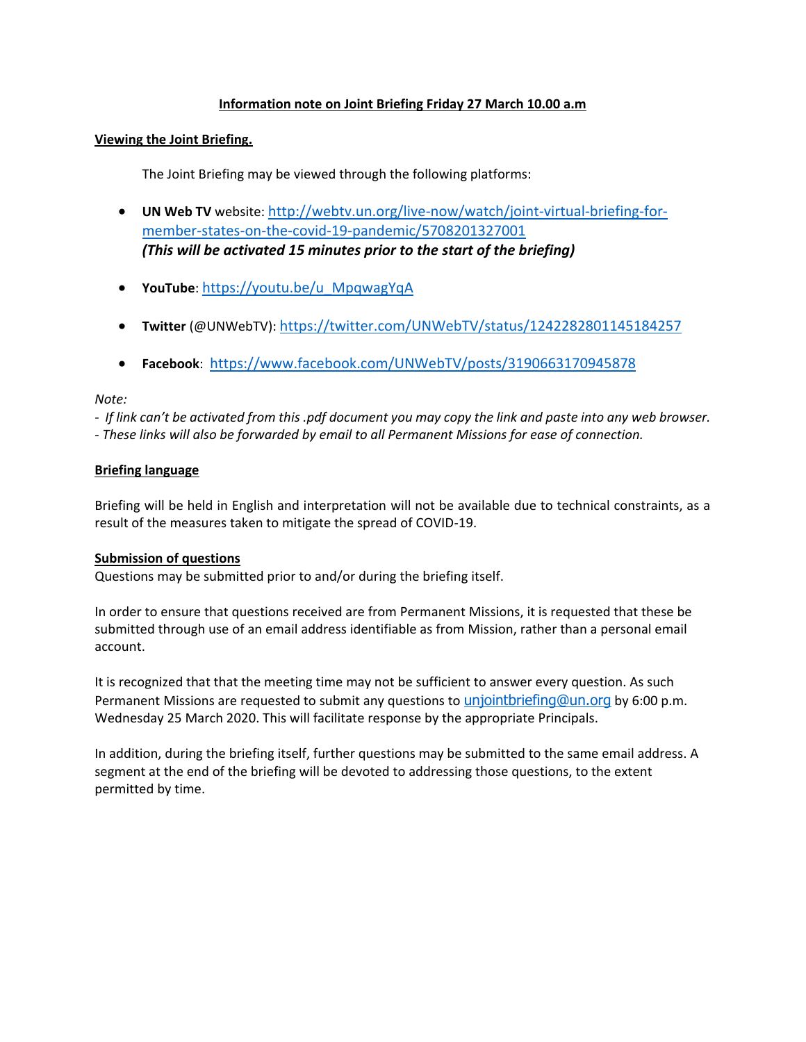**Information note on Joint Briefing Friday 27 March 10.00 a.m**

**Viewing the Joint Briefing.**

The Joint Briefing may be viewed through the following platforms:

- **UN Web TV** website: http://webtv.un.org/live-now/watch/joint-virtual-briefing-for-member-states-on-the-covid-19-pandemic/5708201327001
  ***(This will be activated 15 minutes prior to the start of the briefing)***

- **YouTube**: https://youtu.be/u_MpqwagYqA

- **Twitter** (@UNWebTV): https://twitter.com/UNWebTV/status/1242282801145184257

- **Facebook**: https://www.facebook.com/UNWebTV/posts/3190663170945878

*Note:*
*- If link can't be activated from this .pdf document you may copy the link and paste into any web browser.*
*- These links will also be forwarded by email to all Permanent Missions for ease of connection.*

**Briefing language**

Briefing will be held in English and interpretation will not be available due to technical constraints, as a result of the measures taken to mitigate the spread of COVID-19.

**Submission of questions**

Questions may be submitted prior to and/or during the briefing itself.

In order to ensure that questions received are from Permanent Missions, it is requested that these be submitted through use of an email address identifiable as from Mission, rather than a personal email account.

It is recognized that that the meeting time may not be sufficient to answer every question. As such Permanent Missions are requested to submit any questions to unjointbriefing@un.org by 6:00 p.m. Wednesday 25 March 2020. This will facilitate response by the appropriate Principals.

In addition, during the briefing itself, further questions may be submitted to the same email address. A segment at the end of the briefing will be devoted to addressing those questions, to the extent permitted by time.